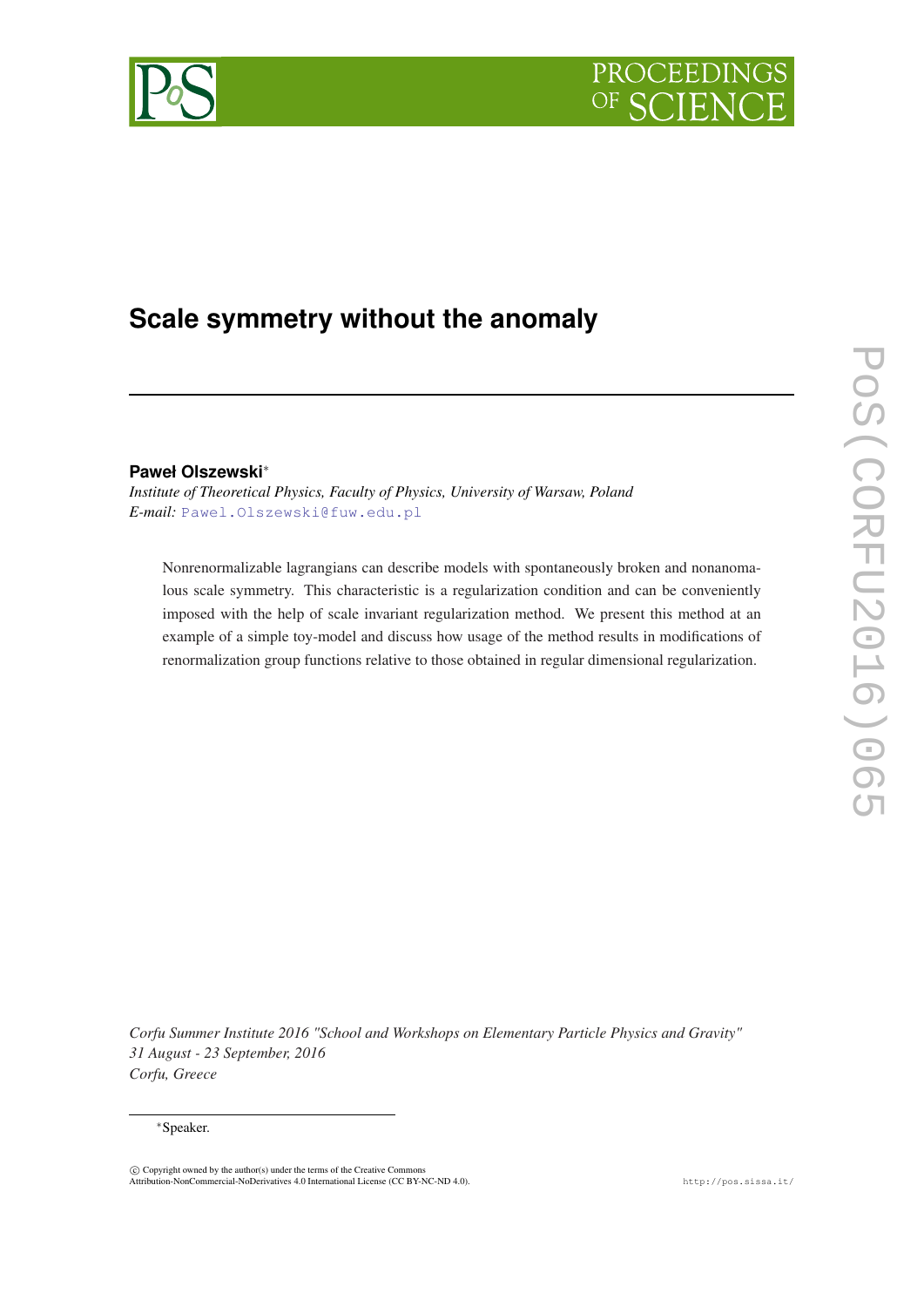# Scale symmetry without the anomaly

**Paweł Olszewski***

*Institute of Theoretical Physics, Faculty of Physics, University of Warsaw, Poland*
*E-mail:* Pawel.Olszewski@fuw.edu.pl

Nonrenormalizable lagrangians can describe models with spontaneously broken and nonanomalous scale symmetry. This characteristic is a regularization condition and can be convenienty imposed with the help of scale invariant regularization method. We present this method at an example of a simple toy-model and discuss how usage of the method results in modifications of renormalization group functions relative to those obtained in regular dimensional regularization.

*Corfu Summer Institute 2016 "School and Workshops on Elementary Particle Physics and Gravity"*
*31 August - 23 September, 2016*
*Corfu, Greece*

*Speaker.

© Copyright owned by the author(s) under the terms of the Creative Commons Attribution-NonCommercial-NoDerivatives 4.0 International License (CC BY-NC-ND 4.0).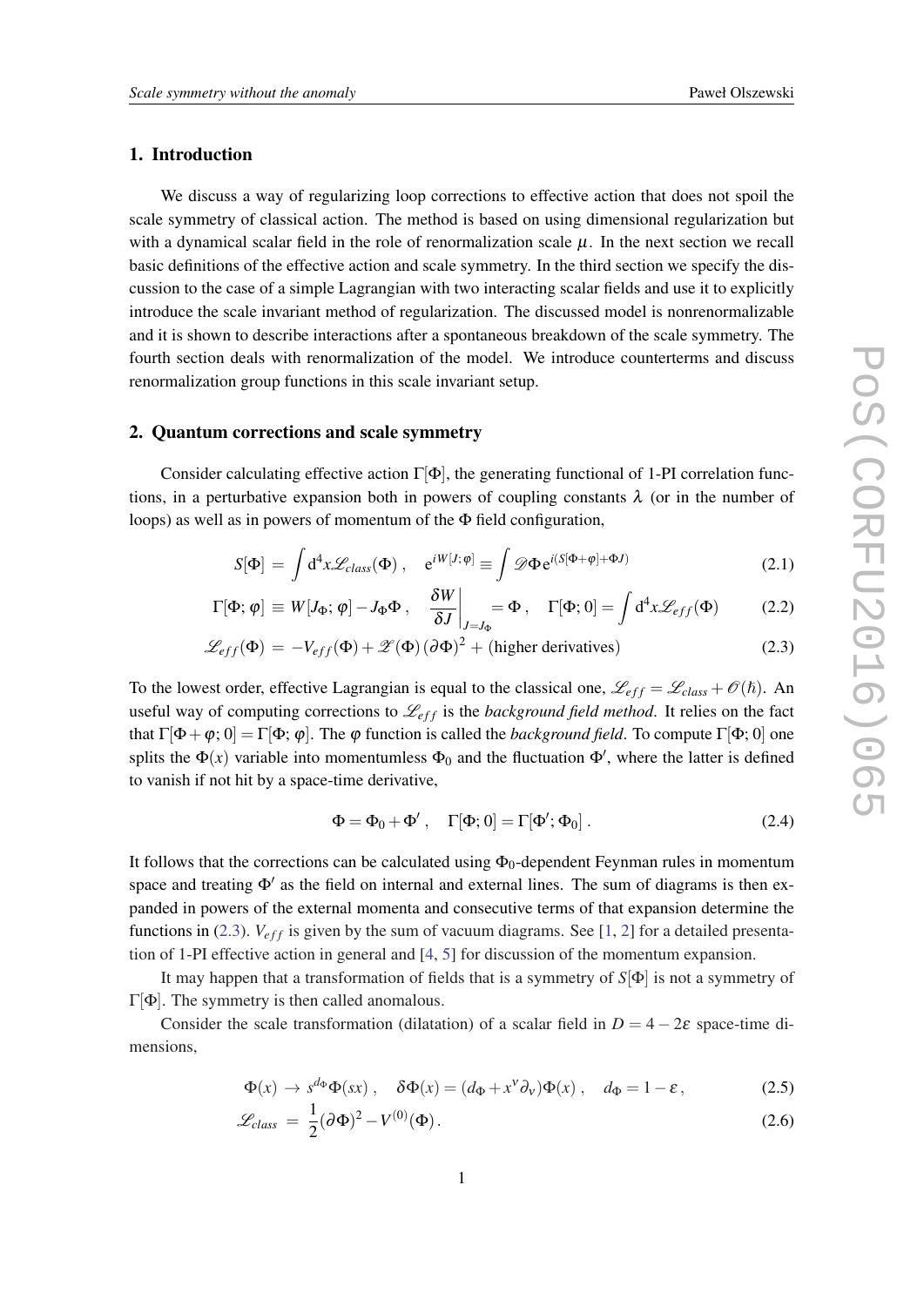## 1. Introduction

We discuss a way of regularizing loop corrections to effective action that does not spoil the scale symmetry of classical action. The method is based on using dimensional regularization but with a dynamical scalar field in the role of renormalization scale $\mu$. In the next section we recall basic definitions of the effective action and scale symmetry. In the third section we specify the discussion to the case of a simple Lagrangian with two interacting scalar fields and use it to explicitly introduce the scale invariant method of regularization. The discussed model is nonrenormalizable and it is shown to describe interactions after a spontaneous breakdown of the scale symmetry. The fourth section deals with renormalization of the model. We introduce counterterms and discuss renormalization group functions in this scale invariant setup.

## 2. Quantum corrections and scale symmetry

Consider calculating effective action $\Gamma[\Phi]$, the generating functional of 1-PI correlation functions, in a perturbative expansion both in powers of coupling constants $\lambda$ (or in the number of loops) as well as in powers of momentum of the $\Phi$ field configuration,

$$S[\Phi] = \int \mathrm{d}^4x \mathscr{L}_{class}(\Phi) , \quad \mathrm{e}^{iW[J;\varphi]} \equiv \int \mathscr{D}\Phi \, \mathrm{e}^{i(S[\Phi+\varphi]+\Phi J)} \tag{2.1}$$

$$\Gamma[\Phi;\varphi] \equiv W[J_\Phi;\varphi] - J_\Phi \Phi , \quad \left.\frac{\delta W}{\delta J}\right|_{J=J_\Phi} = \Phi , \quad \Gamma[\Phi;0] = \int \mathrm{d}^4x \mathscr{L}_{eff}(\Phi) \tag{2.2}$$

$$\mathscr{L}_{eff}(\Phi) = -V_{eff}(\Phi) + \mathscr{Z}(\Phi)\,(\partial\Phi)^2 + \text{(higher derivatives)} \tag{2.3}$$

To the lowest order, effective Lagrangian is equal to the classical one, $\mathscr{L}_{eff} = \mathscr{L}_{class} + \mathscr{O}(\hbar)$. An useful way of computing corrections to $\mathscr{L}_{eff}$ is the *background field method*. It relies on the fact that $\Gamma[\Phi+\varphi;0] = \Gamma[\Phi;\varphi]$. The $\varphi$ function is called the *background field*. To compute $\Gamma[\Phi;0]$ one splits the $\Phi(x)$ variable into momentumless $\Phi_0$ and the fluctuation $\Phi'$, where the latter is defined to vanish if not hit by a space-time derivative,

$$\Phi = \Phi_0 + \Phi' , \quad \Gamma[\Phi;0] = \Gamma[\Phi';\Phi_0] . \tag{2.4}$$

It follows that the corrections can be calculated using $\Phi_0$-dependent Feynman rules in momentum space and treating $\Phi'$ as the field on internal and external lines. The sum of diagrams is then expanded in powers of the external momenta and consecutive terms of that expansion determine the functions in (2.3). $V_{eff}$ is given by the sum of vacuum diagrams. See [1, 2] for a detailed presentation of 1-PI effective action in general and [4, 5] for discussion of the momentum expansion.

It may happen that a transformation of fields that is a symmetry of $S[\Phi]$ is not a symmetry of $\Gamma[\Phi]$. The symmetry is then called anomalous.

Consider the scale transformation (dilatation) of a scalar field in $D = 4 - 2\varepsilon$ space-time dimensions,

$$\Phi(x) \to s^{d_\Phi}\Phi(sx) , \quad \delta\Phi(x) = (d_\Phi + x^\nu\partial_\nu)\Phi(x) , \quad d_\Phi = 1 - \varepsilon , \tag{2.5}$$

$$\mathscr{L}_{class} = \frac{1}{2}(\partial\Phi)^2 - V^{(0)}(\Phi) . \tag{2.6}$$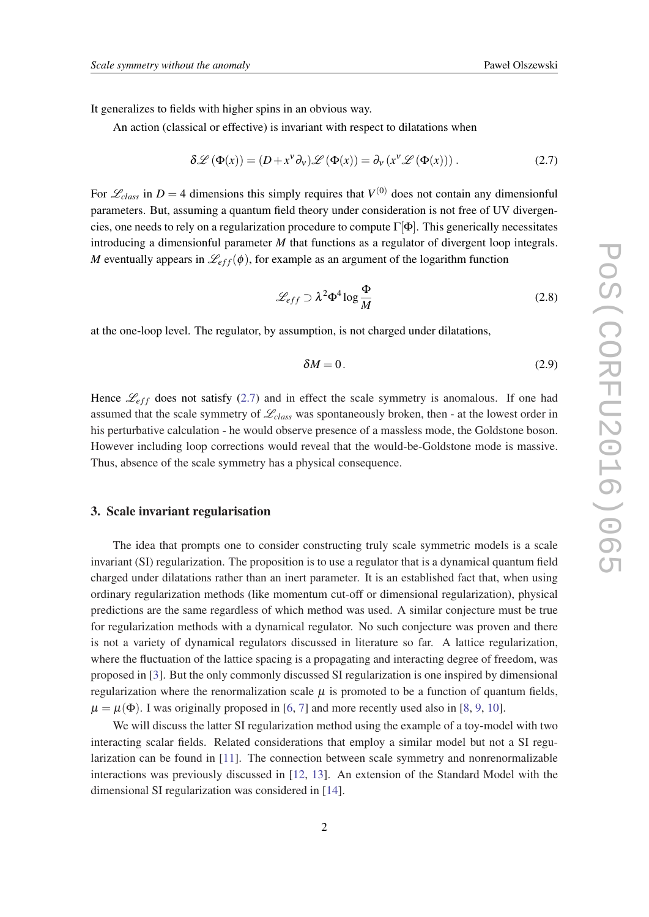It generalizes to fields with higher spins in an obvious way.

An action (classical or effective) is invariant with respect to dilatations when

$$\delta \mathscr{L}(\Phi(x)) = (D + x^\nu \partial_\nu)\mathscr{L}(\Phi(x)) = \partial_\nu (x^\nu \mathscr{L}(\Phi(x))) . \tag{2.7}$$

For $\mathscr{L}_{class}$ in $D = 4$ dimensions this simply requires that $V^{(0)}$ does not contain any dimensionful parameters. But, assuming a quantum field theory under consideration is not free of UV divergencies, one needs to rely on a regularization procedure to compute $\Gamma[\Phi]$. This generically necessitates introducing a dimensionful parameter $M$ that functions as a regulator of divergent loop integrals. $M$ eventually appears in $\mathscr{L}_{eff}(\phi)$, for example as an argument of the logarithm function

$$\mathscr{L}_{eff} \supset \lambda^2 \Phi^4 \log \frac{\Phi}{M} \tag{2.8}$$

at the one-loop level. The regulator, by assumption, is not charged under dilatations,

$$\delta M = 0 . \tag{2.9}$$

Hence $\mathscr{L}_{eff}$ does not satisfy (2.7) and in effect the scale symmetry is anomalous. If one had assumed that the scale symmetry of $\mathscr{L}_{class}$ was spontaneously broken, then - at the lowest order in his perturbative calculation - he would observe presence of a massless mode, the Goldstone boson. However including loop corrections would reveal that the would-be-Goldstone mode is massive. Thus, absence of the scale symmetry has a physical consequence.

## 3. Scale invariant regularisation

The idea that prompts one to consider constructing truly scale symmetric models is a scale invariant (SI) regularization. The proposition is to use a regulator that is a dynamical quantum field charged under dilatations rather than an inert parameter. It is an established fact that, when using ordinary regularization methods (like momentum cut-off or dimensional regularization), physical predictions are the same regardless of which method was used. A similar conjecture must be true for regularization methods with a dynamical regulator. No such conjecture was proven and there is not a variety of dynamical regulators discussed in literature so far. A lattice regularization, where the fluctuation of the lattice spacing is a propagating and interacting degree of freedom, was proposed in [3]. But the only commonly discussed SI regularization is one inspired by dimensional regularization where the renormalization scale $\mu$ is promoted to be a function of quantum fields, $\mu = \mu(\Phi)$. I was originally proposed in [6, 7] and more recently used also in [8, 9, 10].

We will discuss the latter SI regularization method using the example of a toy-model with two interacting scalar fields. Related considerations that employ a similar model but not a SI regularization can be found in [11]. The connection between scale symmetry and nonrenormalizable interactions was previously discussed in [12, 13]. An extension of the Standard Model with the dimensional SI regularization was considered in [14].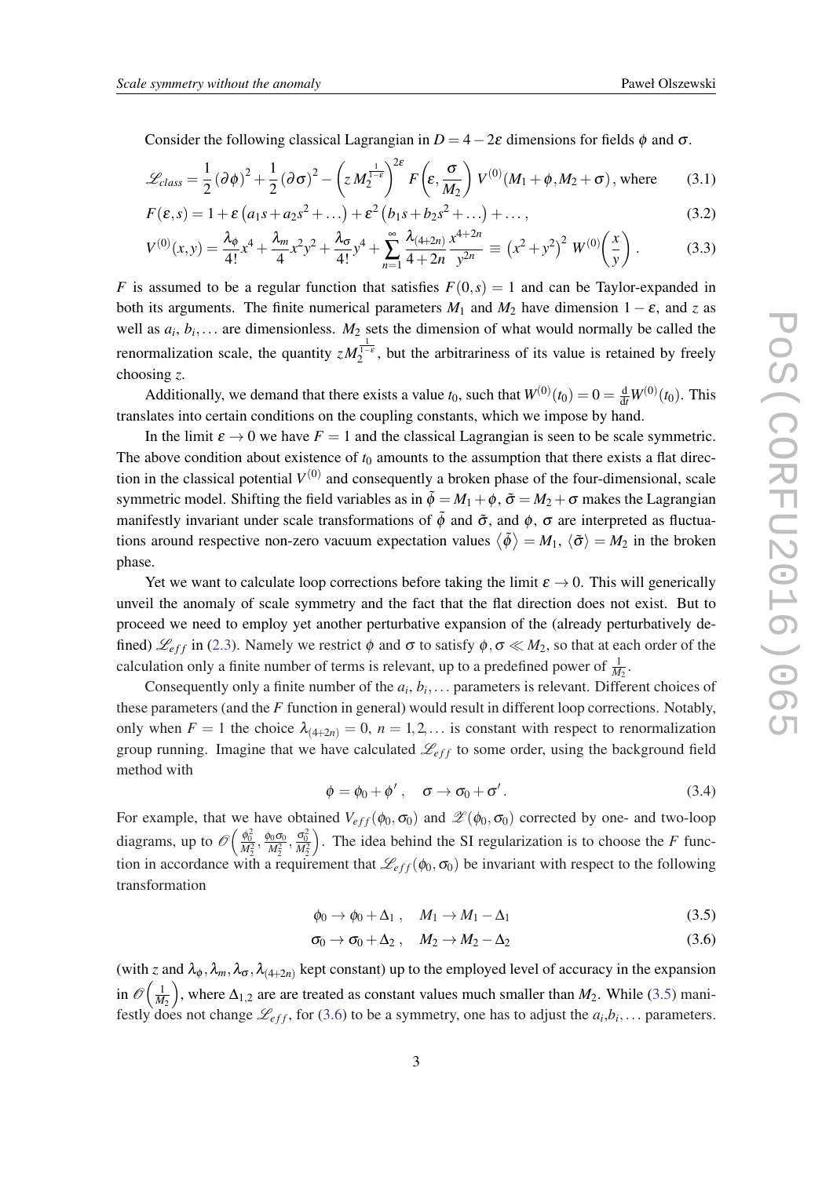Consider the following classical Lagrangian in $D = 4 - 2\varepsilon$ dimensions for fields $\phi$ and $\sigma$.

$$\mathscr{L}_{class} = \frac{1}{2}(\partial\phi)^2 + \frac{1}{2}(\partial\sigma)^2 - \left(z\, M_2^{\frac{1}{1-\varepsilon}}\right)^{2\varepsilon} F\left(\varepsilon, \frac{\sigma}{M_2}\right) V^{(0)}(M_1+\phi, M_2+\sigma)\,, \text{ where} \tag{3.1}$$

$$F(\varepsilon, s) = 1 + \varepsilon\left(a_1 s + a_2 s^2 + \ldots\right) + \varepsilon^2\left(b_1 s + b_2 s^2 + \ldots\right) + \ldots\,, \tag{3.2}$$

$$V^{(0)}(x,y) = \frac{\lambda_\phi}{4!}x^4 + \frac{\lambda_m}{4}x^2y^2 + \frac{\lambda_\sigma}{4!}y^4 + \sum_{n=1}^{\infty}\frac{\lambda_{(4+2n)}}{4+2n}\frac{x^{4+2n}}{y^{2n}} \equiv \left(x^2+y^2\right)^2 W^{(0)}\!\left(\frac{x}{y}\right). \tag{3.3}$$

$F$ is assumed to be a regular function that satisfies $F(0,s) = 1$ and can be Taylor-expanded in both its arguments. The finite numerical parameters $M_1$ and $M_2$ have dimension $1-\varepsilon$, and $z$ as well as $a_i$, $b_i$,... are dimensionless. $M_2$ sets the dimension of what would normally be called the renormalization scale, the quantity $zM_2^{\frac{1}{1-\varepsilon}}$, but the arbitrariness of its value is retained by freely choosing $z$.

Additionally, we demand that there exists a value $t_0$, such that $W^{(0)}(t_0) = 0 = \frac{\mathrm{d}}{\mathrm{d}t}W^{(0)}(t_0)$. This translates into certain conditions on the coupling constants, which we impose by hand.

In the limit $\varepsilon \to 0$ we have $F = 1$ and the classical Lagrangian is seen to be scale symmetric. The above condition about existence of $t_0$ amounts to the assumption that there exists a flat direction in the classical potential $V^{(0)}$ and consequently a broken phase of the four-dimensional, scale symmetric model. Shifting the field variables as in $\tilde{\phi} = M_1 + \phi$, $\tilde{\sigma} = M_2 + \sigma$ makes the Lagrangian manifestly invariant under scale transformations of $\tilde{\phi}$ and $\tilde{\sigma}$, and $\phi$, $\sigma$ are interpreted as fluctuations around respective non-zero vacuum expectation values $\langle\tilde{\phi}\rangle = M_1$, $\langle\tilde{\sigma}\rangle = M_2$ in the broken phase.

Yet we want to calculate loop corrections before taking the limit $\varepsilon \to 0$. This will generically unveil the anomaly of scale symmetry and the fact that the flat direction does not exist. But to proceed we need to employ yet another perturbative expansion of the (already perturbatively defined) $\mathscr{L}_{eff}$ in (2.3). Namely we restrict $\phi$ and $\sigma$ to satisfy $\phi, \sigma \ll M_2$, so that at each order of the calculation only a finite number of terms is relevant, up to a predefined power of $\frac{1}{M_2}$.

Consequently only a finite number of the $a_i$, $b_i$,... parameters is relevant. Different choices of these parameters (and the $F$ function in general) would result in different loop corrections. Notably, only when $F = 1$ the choice $\lambda_{(4+2n)} = 0$, $n = 1, 2, \ldots$ is constant with respect to renormalization group running. Imagine that we have calculated $\mathscr{L}_{eff}$ to some order, using the background field method with

$$\phi = \phi_0 + \phi'\,, \quad \sigma \to \sigma_0 + \sigma'\,. \tag{3.4}$$

For example, that we have obtained $V_{eff}(\phi_0, \sigma_0)$ and $\mathscr{Z}(\phi_0, \sigma_0)$ corrected by one- and two-loop diagrams, up to $\mathscr{O}\left(\frac{\phi_0^2}{M_2^2}, \frac{\phi_0\sigma_0}{M_2^2}, \frac{\sigma_0^2}{M_2^2}\right)$. The idea behind the SI regularization is to choose the $F$ function in accordance with a requirement that $\mathscr{L}_{eff}(\phi_0, \sigma_0)$ be invariant with respect to the following transformation

$$\phi_0 \to \phi_0 + \Delta_1\,, \quad M_1 \to M_1 - \Delta_1 \tag{3.5}$$

$$\sigma_0 \to \sigma_0 + \Delta_2\,, \quad M_2 \to M_2 - \Delta_2 \tag{3.6}$$

(with $z$ and $\lambda_\phi, \lambda_m, \lambda_\sigma, \lambda_{(4+2n)}$ kept constant) up to the employed level of accuracy in the expansion in $\mathscr{O}\left(\frac{1}{M_2}\right)$, where $\Delta_{1,2}$ are are treated as constant values much smaller than $M_2$. While (3.5) manifestly does not change $\mathscr{L}_{eff}$, for (3.6) to be a symmetry, one has to adjust the $a_i$,$b_i$,... parameters.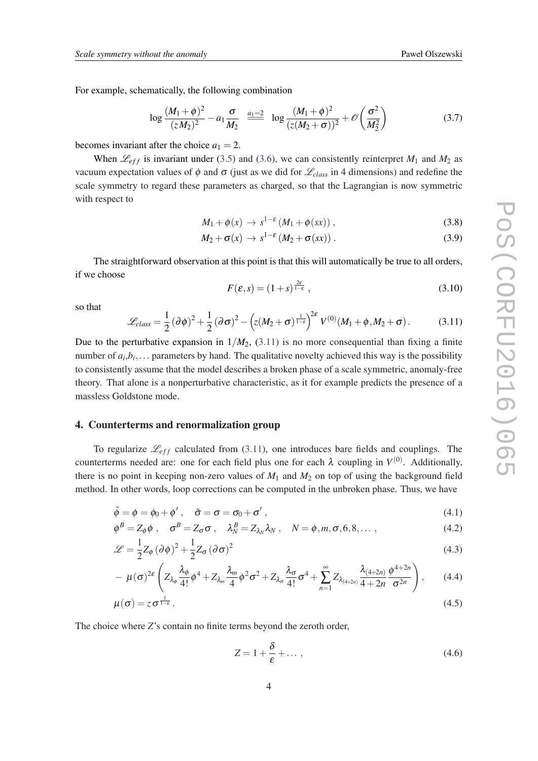For example, schematically, the following combination

$$\log \frac{(M_1+\phi)^2}{(zM_2)^2} - a_1 \frac{\sigma}{M_2} \overset{a_1=2}{=\!=} \log \frac{(M_1+\phi)^2}{(z(M_2+\sigma))^2} + \mathscr{O}\left(\frac{\sigma^2}{M_2^2}\right) \tag{3.7}$$

becomes invariant after the choice $a_1 = 2$.

When $\mathscr{L}_{eff}$ is invariant under (3.5) and (3.6), we can consistently reinterpret $M_1$ and $M_2$ as vacuum expectation values of $\phi$ and $\sigma$ (just as we did for $\mathscr{L}_{class}$ in 4 dimensions) and redefine the scale symmetry to regard these parameters as charged, so that the Lagrangian is now symmetric with respect to

$$M_1 + \phi(x) \to s^{1-\varepsilon}(M_1 + \phi(sx)), \tag{3.8}$$

$$M_2 + \sigma(x) \to s^{1-\varepsilon}(M_2 + \sigma(sx)). \tag{3.9}$$

The straightforward observation at this point is that this will automatically be true to all orders, if we choose

$$F(\varepsilon, s) = (1+s)^{\frac{2\varepsilon}{1-\varepsilon}}, \tag{3.10}$$

so that

$$\mathscr{L}_{class} = \frac{1}{2}(\partial\phi)^2 + \frac{1}{2}(\partial\sigma)^2 - \left(z(M_2+\sigma)^{\frac{1}{1-\varepsilon}}\right)^{2\varepsilon} V^{(0)}(M_1+\phi, M_2+\sigma). \tag{3.11}$$

Due to the perturbative expansion in $1/M_2$, (3.11) is no more consequential than fixing a finite number of $a_i, b_i, \ldots$ parameters by hand. The qualitative novelty achieved this way is the possibility to consistently assume that the model describes a broken phase of a scale symmetric, anomaly-free theory. That alone is a nonperturbative characteristic, as it for example predicts the presence of a massless Goldstone mode.

## 4. Counterterms and renormalization group

To regularize $\mathscr{L}_{eff}$ calculated from (3.11), one introduces bare fields and couplings. The counterterms needed are: one for each field plus one for each $\lambda$ coupling in $V^{(0)}$. Additionally, there is no point in keeping non-zero values of $M_1$ and $M_2$ on top of using the background field method. In other words, loop corrections can be computed in the unbroken phase. Thus, we have

$$\tilde{\phi} = \phi = \phi_0 + \phi', \quad \tilde{\sigma} = \sigma = \sigma_0 + \sigma', \tag{4.1}$$

$$\phi^B = Z_\phi \phi, \quad \sigma^B = Z_\sigma \sigma, \quad \lambda_N^B = Z_{\lambda_N} \lambda_N, \quad N = \phi, m, \sigma, 6, 8, \ldots, \tag{4.2}$$

$$\mathscr{L} = \frac{1}{2} Z_\phi (\partial\phi)^2 + \frac{1}{2} Z_\sigma (\partial\sigma)^2 \tag{4.3}$$

$$- \mu(\sigma)^{2\varepsilon}\left(Z_{\lambda_\phi}\frac{\lambda_\phi}{4!}\phi^4 + Z_{\lambda_m}\frac{\lambda_m}{4}\phi^2\sigma^2 + Z_{\lambda_\sigma}\frac{\lambda_\sigma}{4!}\sigma^4 + \sum_{n=1}^{\infty} Z_{\lambda_{(4+2n)}} \frac{\lambda_{(4+2n)}}{4+2n}\frac{\phi^{4+2n}}{\sigma^{2n}}\right), \tag{4.4}$$

$$\mu(\sigma) = z\sigma^{\frac{1}{1-\varepsilon}}. \tag{4.5}$$

The choice where $Z$'s contain no finite terms beyond the zeroth order,

$$Z = 1 + \frac{\delta}{\varepsilon} + \ldots, \tag{4.6}$$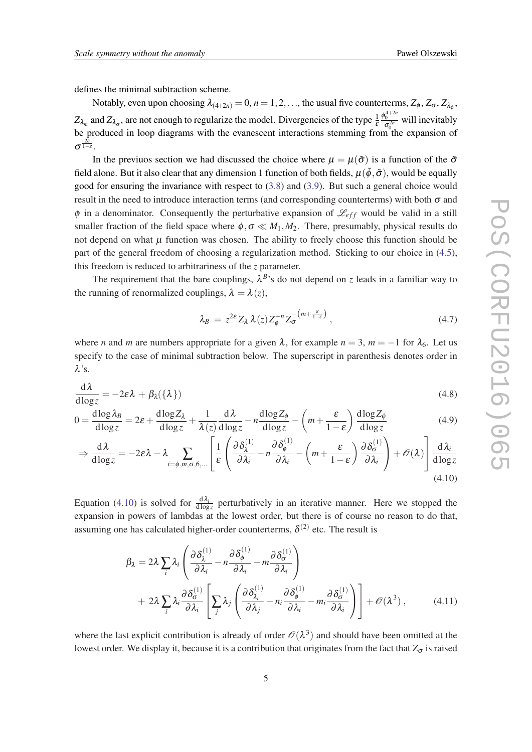defines the minimal subtraction scheme.

Notably, even upon choosing $\lambda_{(4+2n)} = 0, n = 1, 2, \ldots$, the usual five counterterms, $Z_\phi$, $Z_\sigma$, $Z_{\lambda_\phi}$, $Z_{\lambda_m}$ and $Z_{\lambda_\sigma}$, are not enough to regularize the model. Divergencies of the type $\frac{1}{\varepsilon}\frac{\phi_0^{4+2n}}{\sigma_0^{2n}}$ will inevitably be produced in loop diagrams with the evanescent interactions stemming from the expansion of $\sigma^{\frac{2\varepsilon}{1-\varepsilon}}$.

In the previuos section we had discussed the choice where $\mu = \mu(\tilde{\sigma})$ is a function of the $\tilde{\sigma}$ field alone. But it also clear that any dimension 1 function of both fields, $\mu(\tilde{\phi}, \tilde{\sigma})$, would be equally good for ensuring the invariance with respect to (3.8) and (3.9). But such a general choice would result in the need to introduce interaction terms (and corresponding counterterms) with both $\sigma$ and $\phi$ in a denominator. Consequently the perturbative expansion of $\mathscr{L}_{eff}$ would be valid in a still smaller fraction of the field space where $\phi, \sigma \ll M_1, M_2$. There, presumably, physical results do not depend on what $\mu$ function was chosen. The ability to freely choose this function should be part of the general freedom of choosing a regularization method. Sticking to our choice in (4.5), this freedom is reduced to arbitrariness of the $z$ parameter.

The requirement that the bare couplings, $\lambda^B$'s do not depend on $z$ leads in a familiar way to the running of renormalized couplings, $\lambda = \lambda(z)$,

$$\lambda_B \; = \; z^{2\varepsilon} Z_\lambda \, \lambda(z) Z_\phi^{-n} Z_\sigma^{-\left(m+\frac{\varepsilon}{1-\varepsilon}\right)} \,, \tag{4.7}$$

where $n$ and $m$ are numbers appropriate for a given $\lambda$, for example $n = 3$, $m = -1$ for $\lambda_6$. Let us specify to the case of minimal subtraction below. The superscript in parenthesis denotes order in $\lambda$'s.

$$\frac{\mathrm{d}\lambda}{\mathrm{d}\log z} = -2\varepsilon\lambda \, + \, \beta_\lambda(\{\lambda\}) \tag{4.8}$$

$$0 = \frac{\mathrm{d}\log\lambda_B}{\mathrm{d}\log z} = 2\varepsilon + \frac{\mathrm{d}\log Z_\lambda}{\mathrm{d}\log z} + \frac{1}{\lambda(z)}\frac{\mathrm{d}\lambda}{\mathrm{d}\log z} - n\frac{\mathrm{d}\log Z_\phi}{\mathrm{d}\log z} - \left(m + \frac{\varepsilon}{1-\varepsilon}\right)\frac{\mathrm{d}\log Z_\phi}{\mathrm{d}\log z} \tag{4.9}$$

$$\Rightarrow \frac{\mathrm{d}\lambda}{\mathrm{d}\log z} = -2\varepsilon\lambda - \lambda \sum_{i=\phi,m,\sigma,6,\ldots} \left[\frac{1}{\varepsilon}\left(\frac{\partial\delta_\lambda^{(1)}}{\partial\lambda_i} - n\frac{\partial\delta_\phi^{(1)}}{\partial\lambda_i} - \left(m + \frac{\varepsilon}{1-\varepsilon}\right)\frac{\partial\delta_\sigma^{(1)}}{\partial\lambda_i}\right) + \mathscr{O}(\lambda)\right]\frac{\mathrm{d}\lambda_i}{\mathrm{d}\log z} \tag{4.10}$$

Equation (4.10) is solved for $\frac{\mathrm{d}\lambda_i}{\mathrm{d}\log z}$ perturbatively in an iterative manner. Here we stopped the expansion in powers of lambdas at the lowest order, but there is of course no reason to do that, assuming one has calculated higher-order counterterms, $\delta^{(2)}$ etc. The result is

$$\begin{aligned}\beta_\lambda = \, & 2\lambda \sum_i \lambda_i \left(\frac{\partial\delta_\lambda^{(1)}}{\partial\lambda_i} - n\frac{\partial\delta_\phi^{(1)}}{\partial\lambda_i} - m\frac{\partial\delta_\sigma^{(1)}}{\partial\lambda_i}\right) \\ & + \, 2\lambda \sum_i \lambda_i \frac{\partial\delta_\sigma^{(1)}}{\partial\lambda_i}\left[\sum_j \lambda_j \left(\frac{\partial\delta_{\lambda_i}^{(1)}}{\partial\lambda_j} - n_i\frac{\partial\delta_\phi^{(1)}}{\partial\lambda_i} - m_i\frac{\partial\delta_\sigma^{(1)}}{\partial\lambda_i}\right)\right] + \mathscr{O}(\lambda^3) \,, \end{aligned} \tag{4.11}$$

where the last explicit contribution is already of order $\mathscr{O}(\lambda^3)$ and should have been omitted at the lowest order. We display it, because it is a contribution that originates from the fact that $Z_\sigma$ is raised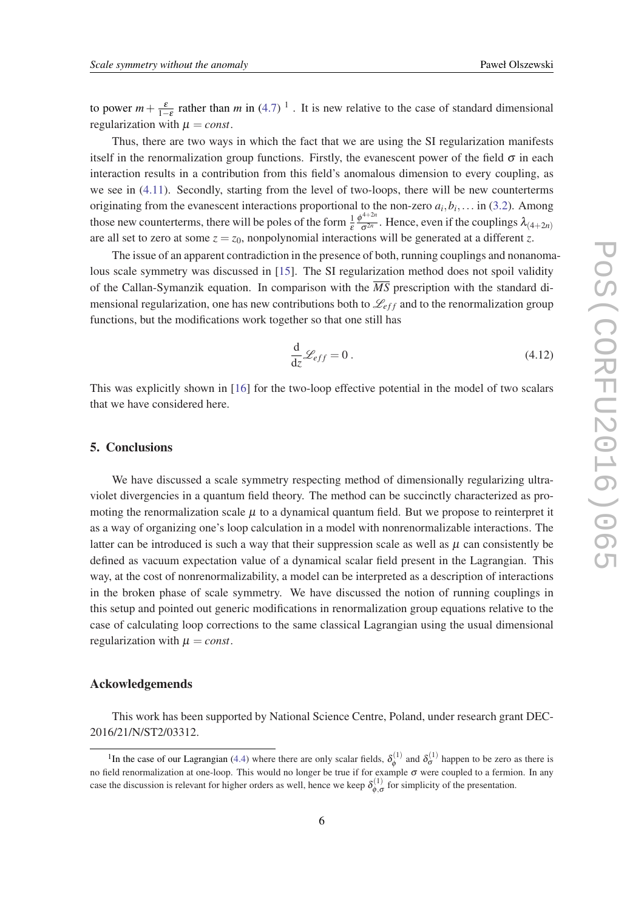to power $m + \frac{\varepsilon}{1-\varepsilon}$ rather than $m$ in (4.7) [1] . It is new relative to the case of standard dimensional regularization with $\mu = const$.

Thus, there are two ways in which the fact that we are using the SI regularization manifests itself in the renormalization group functions. Firstly, the evanescent power of the field $\sigma$ in each interaction results in a contribution from this field's anomalous dimension to every coupling, as we see in (4.11). Secondly, starting from the level of two-loops, there will be new counterterms originating from the evanescent interactions proportional to the non-zero $a_i, b_i, \ldots$ in (3.2). Among those new counterterms, there will be poles of the form $\frac{1}{\varepsilon}\frac{\phi^{4+2n}}{\sigma^{2n}}$. Hence, even if the couplings $\lambda_{(4+2n)}$ are all set to zero at some $z = z_0$, nonpolynomial interactions will be generated at a different $z$.

The issue of an apparent contradiction in the presence of both, running couplings and nonanomalous scale symmetry was discussed in [15]. The SI regularization method does not spoil validity of the Callan-Symanzik equation. In comparison with the $\overline{MS}$ prescription with the standard dimensional regularization, one has new contributions both to $\mathscr{L}_{eff}$ and to the renormalization group functions, but the modifications work together so that one still has

$$\frac{\mathrm{d}}{\mathrm{d}z}\mathscr{L}_{eff} = 0\,. \tag{4.12}$$

This was explicitly shown in [16] for the two-loop effective potential in the model of two scalars that we have considered here.

## 5. Conclusions

We have discussed a scale symmetry respecting method of dimensionally regularizing ultraviolet divergencies in a quantum field theory. The method can be succinctly characterized as promoting the renormalization scale $\mu$ to a dynamical quantum field. But we propose to reinterpret it as a way of organizing one's loop calculation in a model with nonrenormalizable interactions. The latter can be introduced is such a way that their suppression scale as well as $\mu$ can consistently be defined as vacuum expectation value of a dynamical scalar field present in the Lagrangian. This way, at the cost of nonrenormalizability, a model can be interpreted as a description of interactions in the broken phase of scale symmetry. We have discussed the notion of running couplings in this setup and pointed out generic modifications in renormalization group equations relative to the case of calculating loop corrections to the same classical Lagrangian using the usual dimensional regularization with $\mu = const$.

### Ackowledgemends

This work has been supported by National Science Centre, Poland, under research grant DEC-2016/21/N/ST2/03312.

---

[1] In the case of our Lagrangian (4.4) where there are only scalar fields, $\delta_\phi^{(1)}$ and $\delta_\sigma^{(1)}$ happen to be zero as there is no field renormalization at one-loop. This would no longer be true if for example $\sigma$ were coupled to a fermion. In any case the discussion is relevant for higher orders as well, hence we keep $\delta_{\phi,\sigma}^{(1)}$ for simplicity of the presentation.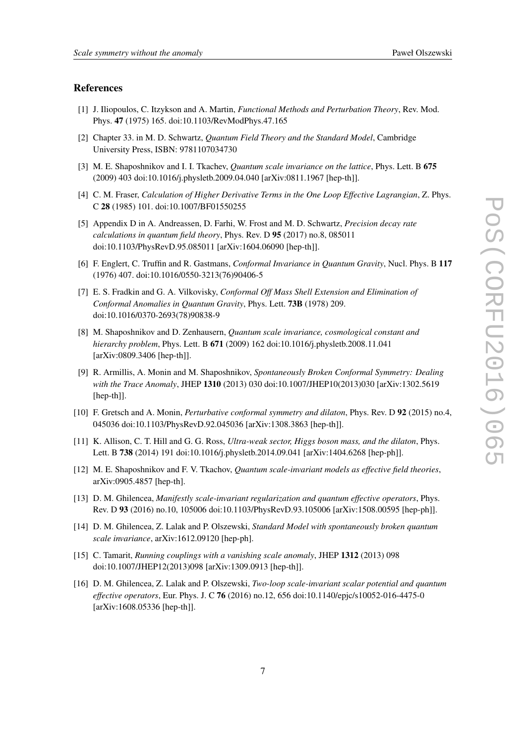## References

[1] J. Iliopoulos, C. Itzykson and A. Martin, *Functional Methods and Perturbation Theory*, Rev. Mod. Phys. **47** (1975) 165. doi:10.1103/RevModPhys.47.165

[2] Chapter 33. in M. D. Schwartz, *Quantum Field Theory and the Standard Model*, Cambridge University Press, ISBN: 9781107034730

[3] M. E. Shaposhnikov and I. I. Tkachev, *Quantum scale invariance on the lattice*, Phys. Lett. B **675** (2009) 403 doi:10.1016/j.physletb.2009.04.040 [arXiv:0811.1967 [hep-th]].

[4] C. M. Fraser, *Calculation of Higher Derivative Terms in the One Loop Effective Lagrangian*, Z. Phys. C **28** (1985) 101. doi:10.1007/BF01550255

[5] Appendix D in A. Andreassen, D. Farhi, W. Frost and M. D. Schwartz, *Precision decay rate calculations in quantum field theory*, Phys. Rev. D **95** (2017) no.8, 085011 doi:10.1103/PhysRevD.95.085011 [arXiv:1604.06090 [hep-th]].

[6] F. Englert, C. Truffin and R. Gastmans, *Conformal Invariance in Quantum Gravity*, Nucl. Phys. B **117** (1976) 407. doi:10.1016/0550-3213(76)90406-5

[7] E. S. Fradkin and G. A. Vilkovisky, *Conformal Off Mass Shell Extension and Elimination of Conformal Anomalies in Quantum Gravity*, Phys. Lett. **73B** (1978) 209. doi:10.1016/0370-2693(78)90838-9

[8] M. Shaposhnikov and D. Zenhausern, *Quantum scale invariance, cosmological constant and hierarchy problem*, Phys. Lett. B **671** (2009) 162 doi:10.1016/j.physletb.2008.11.041 [arXiv:0809.3406 [hep-th]].

[9] R. Armillis, A. Monin and M. Shaposhnikov, *Spontaneously Broken Conformal Symmetry: Dealing with the Trace Anomaly*, JHEP **1310** (2013) 030 doi:10.1007/JHEP10(2013)030 [arXiv:1302.5619 [hep-th]].

[10] F. Gretsch and A. Monin, *Perturbative conformal symmetry and dilaton*, Phys. Rev. D **92** (2015) no.4, 045036 doi:10.1103/PhysRevD.92.045036 [arXiv:1308.3863 [hep-th]].

[11] K. Allison, C. T. Hill and G. G. Ross, *Ultra-weak sector, Higgs boson mass, and the dilaton*, Phys. Lett. B **738** (2014) 191 doi:10.1016/j.physletb.2014.09.041 [arXiv:1404.6268 [hep-ph]].

[12] M. E. Shaposhnikov and F. V. Tkachov, *Quantum scale-invariant models as effective field theories*, arXiv:0905.4857 [hep-th].

[13] D. M. Ghilencea, *Manifestly scale-invariant regularization and quantum effective operators*, Phys. Rev. D **93** (2016) no.10, 105006 doi:10.1103/PhysRevD.93.105006 [arXiv:1508.00595 [hep-ph]].

[14] D. M. Ghilencea, Z. Lalak and P. Olszewski, *Standard Model with spontaneously broken quantum scale invariance*, arXiv:1612.09120 [hep-ph].

[15] C. Tamarit, *Running couplings with a vanishing scale anomaly*, JHEP **1312** (2013) 098 doi:10.1007/JHEP12(2013)098 [arXiv:1309.0913 [hep-th]].

[16] D. M. Ghilencea, Z. Lalak and P. Olszewski, *Two-loop scale-invariant scalar potential and quantum effective operators*, Eur. Phys. J. C **76** (2016) no.12, 656 doi:10.1140/epjc/s10052-016-4475-0 [arXiv:1608.05336 [hep-th]].